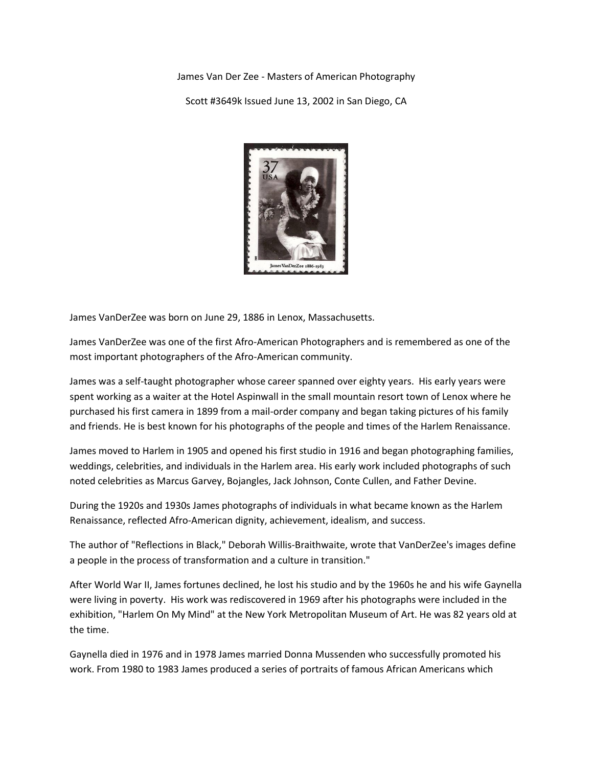James Van Der Zee - Masters of American Photography

Scott #3649k Issued June 13, 2002 in San Diego, CA

James VanDerZee was born on June 29, 1886 in Lenox, Massachusetts.

James VanDerZee was one of the first Afro-American Photographers and is remembered as one of the most important photographers of the Afro-American community.

James was a self-taught photographer whose career spanned over eighty years. His early years were spent working as a waiter at the Hotel Aspinwall in the small mountain resort town of Lenox where he purchased his first camera in 1899 from a mail-order company and began taking pictures of his family and friends. He is best known for his photographs of the people and times of the Harlem Renaissance.

James moved to Harlem in 1905 and opened his first studio in 1916 and began photographing families, weddings, celebrities, and individuals in the Harlem area. His early work included photographs of such noted celebrities as Marcus Garvey, Bojangles, Jack Johnson, Conte Cullen, and Father Devine.

During the 1920s and 1930s James photographs of individuals in what became known as the Harlem Renaissance, reflected Afro-American dignity, achievement, idealism, and success.

The author of "Reflections in Black," Deborah Willis-Braithwaite, wrote that VanDerZee's images define a people in the process of transformation and a culture in transition."

After World War II, James fortunes declined, he lost his studio and by the 1960s he and his wife Gaynella were living in poverty. His work was rediscovered in 1969 after his photographs were included in the exhibition, "Harlem On My Mind" at the New York Metropolitan Museum of Art. He was 82 years old at the time.

Gaynella died in 1976 and in 1978 James married Donna Mussenden who successfully promoted his work. From 1980 to 1983 James produced a series of portraits of famous African Americans which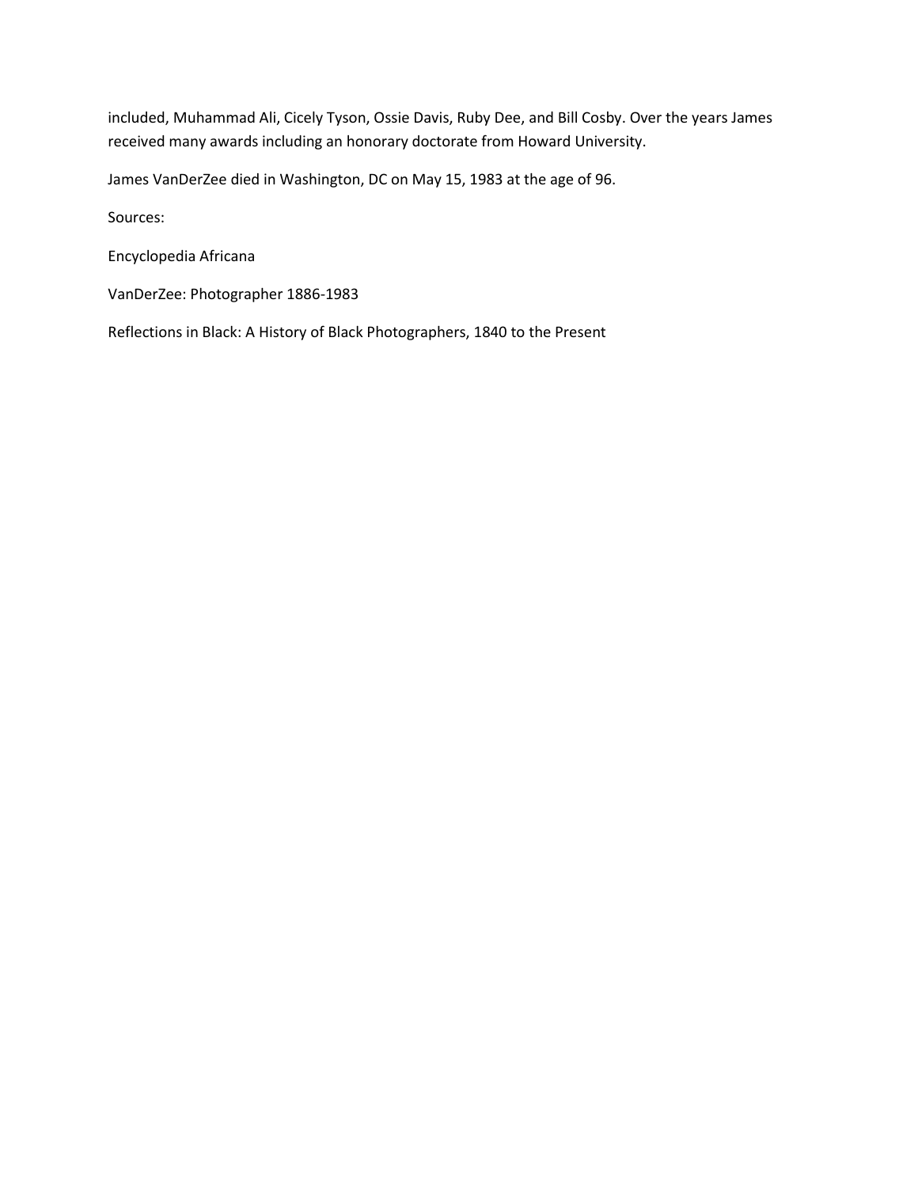included, Muhammad Ali, Cicely Tyson, Ossie Davis, Ruby Dee, and Bill Cosby. Over the years James received many awards including an honorary doctorate from Howard University.

James VanDerZee died in Washington, DC on May 15, 1983 at the age of 96.

Sources:

Encyclopedia Africana

VanDerZee: Photographer 1886-1983

Reflections in Black: A History of Black Photographers, 1840 to the Present